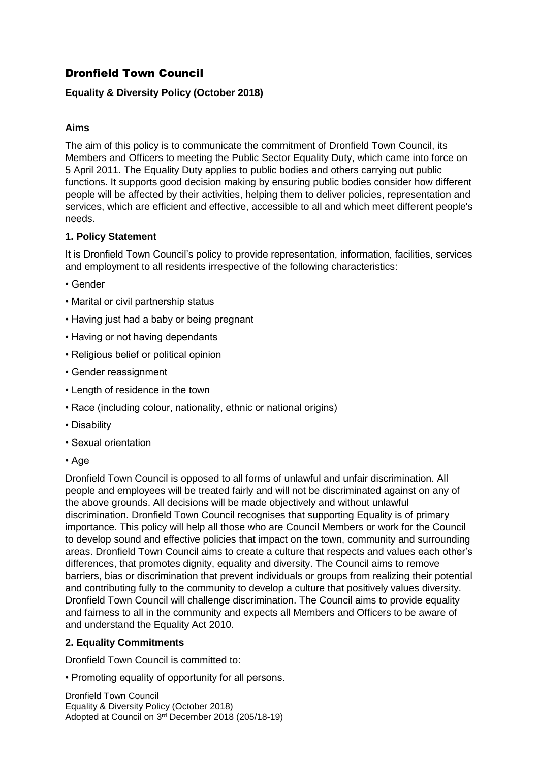# Dronfield Town Council

**Equality & Diversity Policy (October 2018)**

### Aims

The aim of this policy is to communicate the commitment of Dronfield Town Council, its Members and Officers to meeting the Public Sector Equality Duty, which came into force on 5 April 2011. The Equality Duty applies to public bodies and others carrying out public functions. It supports good decision making by ensuring public bodies consider how different people will be affected by their activities, helping them to deliver policies, representation and services, which are efficient and effective, accessible to all and which meet different people's needs.

### 1. Policy Statement

It is Dronfield Town Council's policy to provide representation, information, facilities, services and employment to all residents irrespective of the following characteristics:

- Gender
- Marital or civil partnership status
- Having just had a baby or being pregnant
- Having or not having dependants
- Religious belief or political opinion
- Gender reassignment
- Length of residence in the town
- Race (including colour, nationality, ethnic or national origins)
- Disability
- Sexual orientation
- Age

Dronfield Town Council is opposed to all forms of unlawful and unfair discrimination. All people and employees will be treated fairly and will not be discriminated against on any of the above grounds. All decisions will be made objectively and without unlawful discrimination. Dronfield Town Council recognises that supporting Equality is of primary importance. This policy will help all those who are Council Members or work for the Council to develop sound and effective policies that impact on the town, community and surrounding areas. Dronfield Town Council aims to create a culture that respects and values each other's differences, that promotes dignity, equality and diversity. The Council aims to remove barriers, bias or discrimination that prevent individuals or groups from realizing their potential and contributing fully to the community to develop a culture that positively values diversity. Dronfield Town Council will challenge discrimination. The Council aims to provide equality and fairness to all in the community and expects all Members and Officers to be aware of and understand the Equality Act 2010.

### 2. Equality Commitments

Dronfield Town Council is committed to:

- Promoting equality of opportunity for all persons.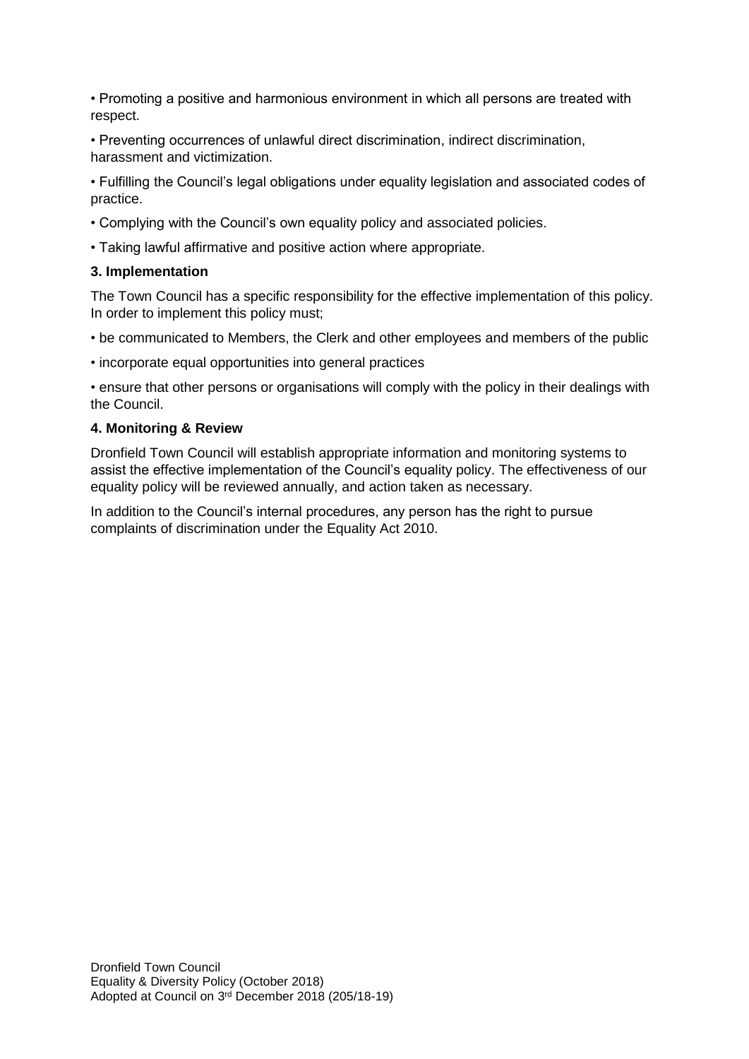- Promoting a positive and harmonious environment in which all persons are treated with respect.
- Preventing occurrences of unlawful direct discrimination, indirect discrimination, harassment and victimization.
- Fulfilling the Council's legal obligations under equality legislation and associated codes of practice.
- Complying with the Council's own equality policy and associated policies.
- Taking lawful affirmative and positive action where appropriate.

### 3. Implementation

The Town Council has a specific responsibility for the effective implementation of this policy. In order to implement this policy must;

- be communicated to Members, the Clerk and other employees and members of the public
- incorporate equal opportunities into general practices
- ensure that other persons or organisations will comply with the policy in their dealings with the Council.

### 4. Monitoring & Review

Dronfield Town Council will establish appropriate information and monitoring systems to assist the effective implementation of the Council's equality policy. The effectiveness of our equality policy will be reviewed annually, and action taken as necessary.

In addition to the Council's internal procedures, any person has the right to pursue complaints of discrimination under the Equality Act 2010.